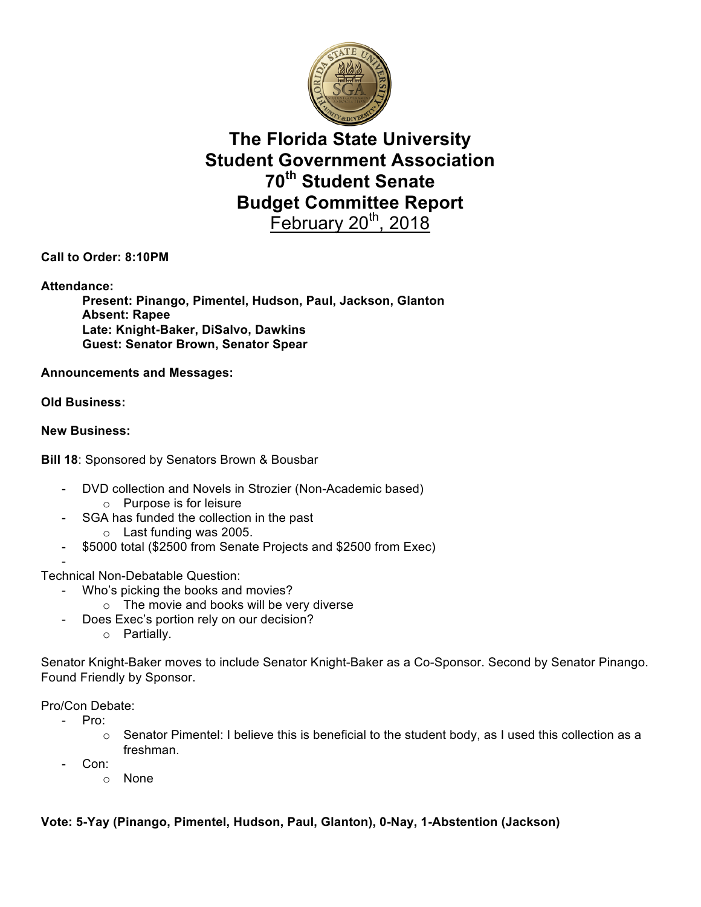# The Florida State University Student Government Association 70th Student Senate Budget Committee Report

February 20th, 2018

**Call to Order: 8:10PM**

**Attendance:**

**Present: Pinango, Pimentel, Hudson, Paul, Jackson, Glanton**
**Absent: Rapee**
**Late: Knight-Baker, DiSalvo, Dawkins**
**Guest: Senator Brown, Senator Spear**

**Announcements and Messages:**

**Old Business:**

**New Business:**

**Bill 18**: Sponsored by Senators Brown & Bousbar

- DVD collection and Novels in Strozier (Non-Academic based)
  - Purpose is for leisure
- SGA has funded the collection in the past
  - Last funding was 2005.
- $5000 total ($2500 from Senate Projects and $2500 from Exec)
-

Technical Non-Debatable Question:

- Who's picking the books and movies?
  - The movie and books will be very diverse
- Does Exec's portion rely on our decision?
  - Partially.

Senator Knight-Baker moves to include Senator Knight-Baker as a Co-Sponsor. Second by Senator Pinango. Found Friendly by Sponsor.

Pro/Con Debate:

- Pro:
  - Senator Pimentel: I believe this is beneficial to the student body, as I used this collection as a freshman.
- Con:
  - None

**Vote: 5-Yay (Pinango, Pimentel, Hudson, Paul, Glanton), 0-Nay, 1-Abstention (Jackson)**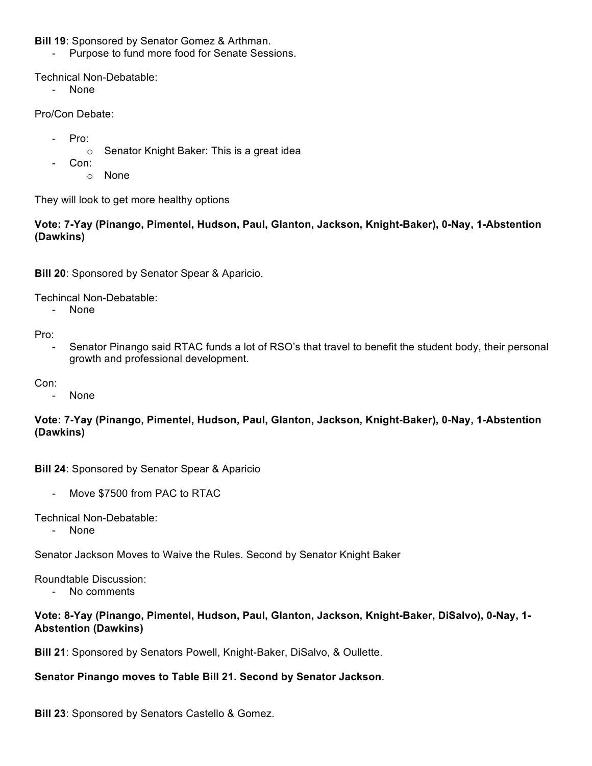**Bill 19**: Sponsored by Senator Gomez & Arthman.

- Purpose to fund more food for Senate Sessions.

Technical Non-Debatable:

- None

Pro/Con Debate:

- Pro:
  - Senator Knight Baker: This is a great idea
- Con:
  - None

They will look to get more healthy options

**Vote: 7-Yay (Pinango, Pimentel, Hudson, Paul, Glanton, Jackson, Knight-Baker), 0-Nay, 1-Abstention (Dawkins)**

**Bill 20**: Sponsored by Senator Spear & Aparicio.

Techincal Non-Debatable:

- None

Pro:

- Senator Pinango said RTAC funds a lot of RSO's that travel to benefit the student body, their personal growth and professional development.

Con:

- None

**Vote: 7-Yay (Pinango, Pimentel, Hudson, Paul, Glanton, Jackson, Knight-Baker), 0-Nay, 1-Abstention (Dawkins)**

**Bill 24**: Sponsored by Senator Spear & Aparicio

- Move $7500 from PAC to RTAC

Technical Non-Debatable:

- None

Senator Jackson Moves to Waive the Rules. Second by Senator Knight Baker

Roundtable Discussion:

- No comments

**Vote: 8-Yay (Pinango, Pimentel, Hudson, Paul, Glanton, Jackson, Knight-Baker, DiSalvo), 0-Nay, 1-Abstention (Dawkins)**

**Bill 21**: Sponsored by Senators Powell, Knight-Baker, DiSalvo, & Oullette.

**Senator Pinango moves to Table Bill 21. Second by Senator Jackson**.

**Bill 23**: Sponsored by Senators Castello & Gomez.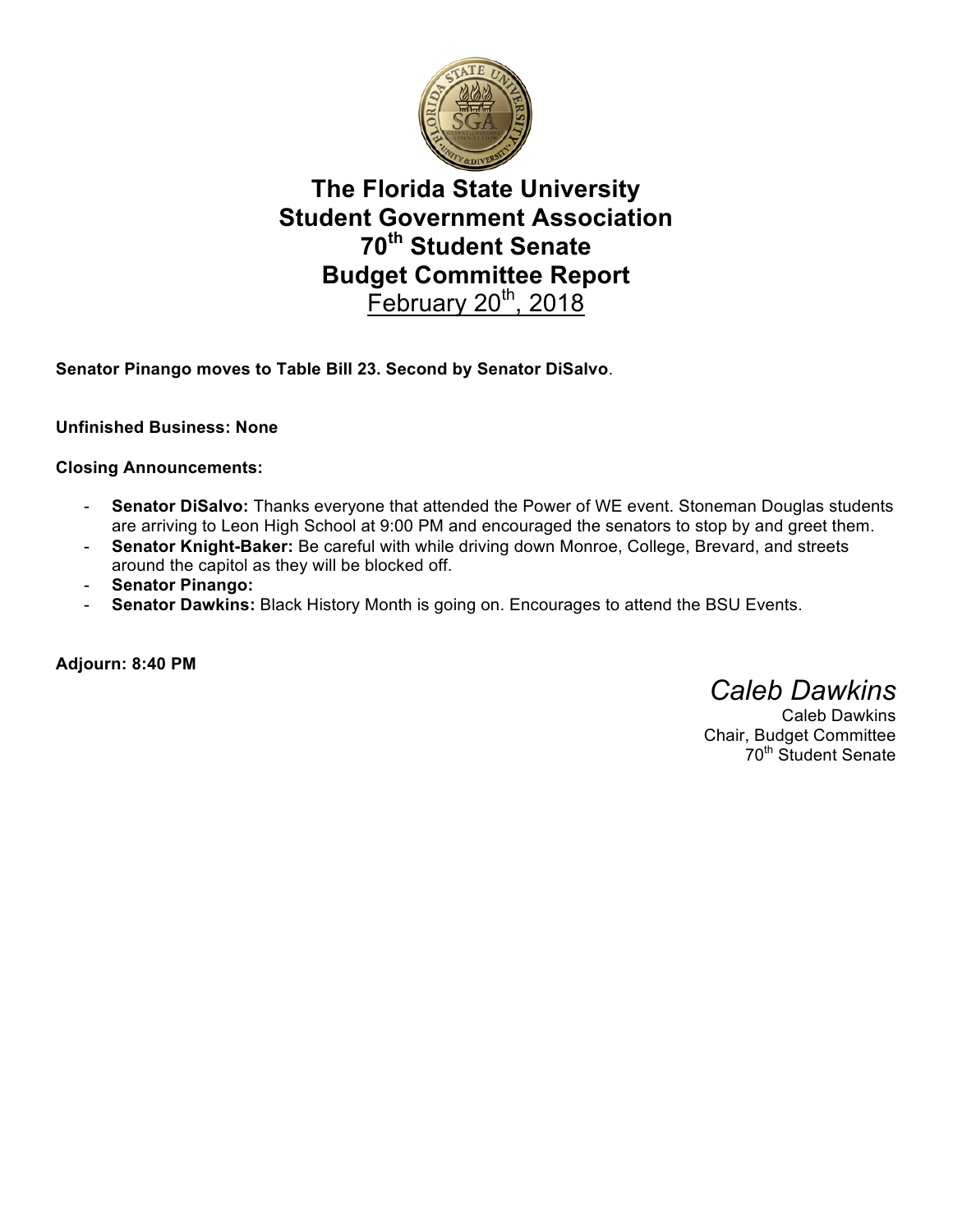# The Florida State University
# Student Government Association
# 70th Student Senate
# Budget Committee Report
February 20th, 2018

**Senator Pinango moves to Table Bill 23. Second by Senator DiSalvo**.

**Unfinished Business: None**

**Closing Announcements:**

- **Senator DiSalvo:** Thanks everyone that attended the Power of WE event. Stoneman Douglas students are arriving to Leon High School at 9:00 PM and encouraged the senators to stop by and greet them.
- **Senator Knight-Baker:** Be careful with while driving down Monroe, College, Brevard, and streets around the capitol as they will be blocked off.
- **Senator Pinango:**
- **Senator Dawkins:** Black History Month is going on. Encourages to attend the BSU Events.

**Adjourn: 8:40 PM**

*Caleb Dawkins*
Caleb Dawkins
Chair, Budget Committee
70th Student Senate